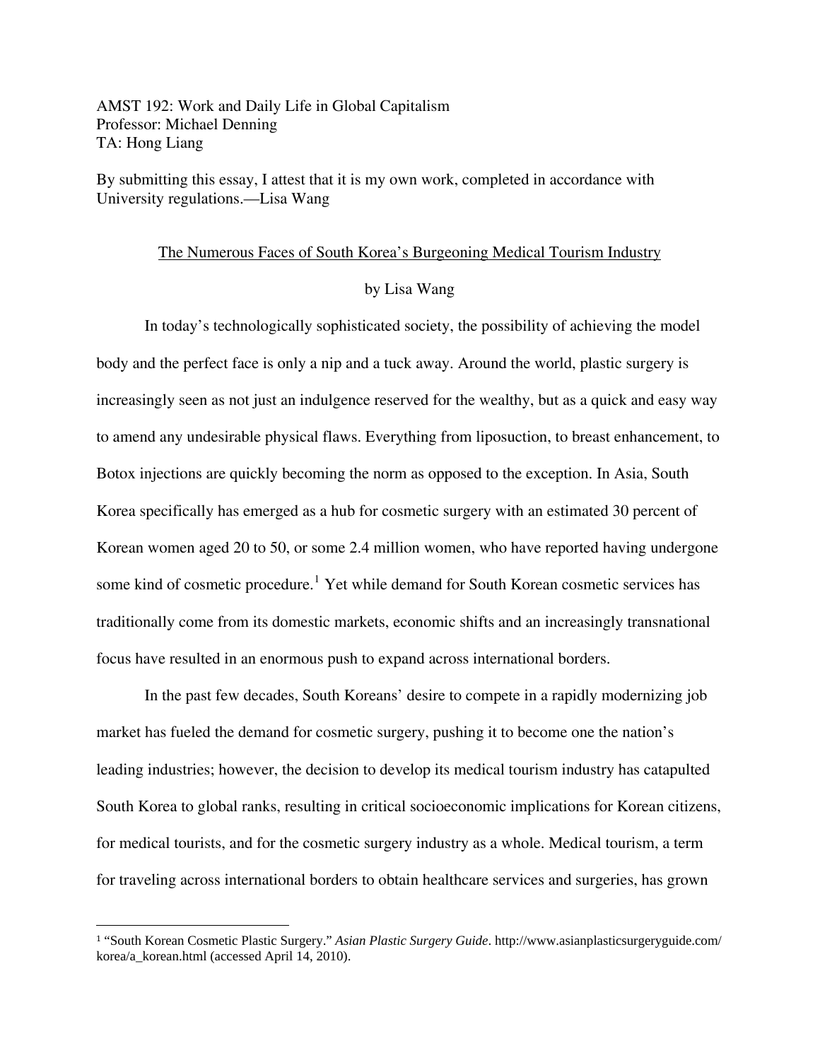AMST 192: Work and Daily Life in Global Capitalism
Professor: Michael Denning
TA: Hong Liang

By submitting this essay, I attest that it is my own work, completed in accordance with University regulations.—Lisa Wang

The Numerous Faces of South Korea's Burgeoning Medical Tourism Industry

by Lisa Wang

In today's technologically sophisticated society, the possibility of achieving the model body and the perfect face is only a nip and a tuck away. Around the world, plastic surgery is increasingly seen as not just an indulgence reserved for the wealthy, but as a quick and easy way to amend any undesirable physical flaws. Everything from liposuction, to breast enhancement, to Botox injections are quickly becoming the norm as opposed to the exception. In Asia, South Korea specifically has emerged as a hub for cosmetic surgery with an estimated 30 percent of Korean women aged 20 to 50, or some 2.4 million women, who have reported having undergone some kind of cosmetic procedure.[1] Yet while demand for South Korean cosmetic services has traditionally come from its domestic markets, economic shifts and an increasingly transnational focus have resulted in an enormous push to expand across international borders.

In the past few decades, South Koreans' desire to compete in a rapidly modernizing job market has fueled the demand for cosmetic surgery, pushing it to become one the nation's leading industries; however, the decision to develop its medical tourism industry has catapulted South Korea to global ranks, resulting in critical socioeconomic implications for Korean citizens, for medical tourists, and for the cosmetic surgery industry as a whole. Medical tourism, a term for traveling across international borders to obtain healthcare services and surgeries, has grown

[1] "South Korean Cosmetic Plastic Surgery." *Asian Plastic Surgery Guide*. http://www.asianplasticsurgeryguide.com/korea/a_korean.html (accessed April 14, 2010).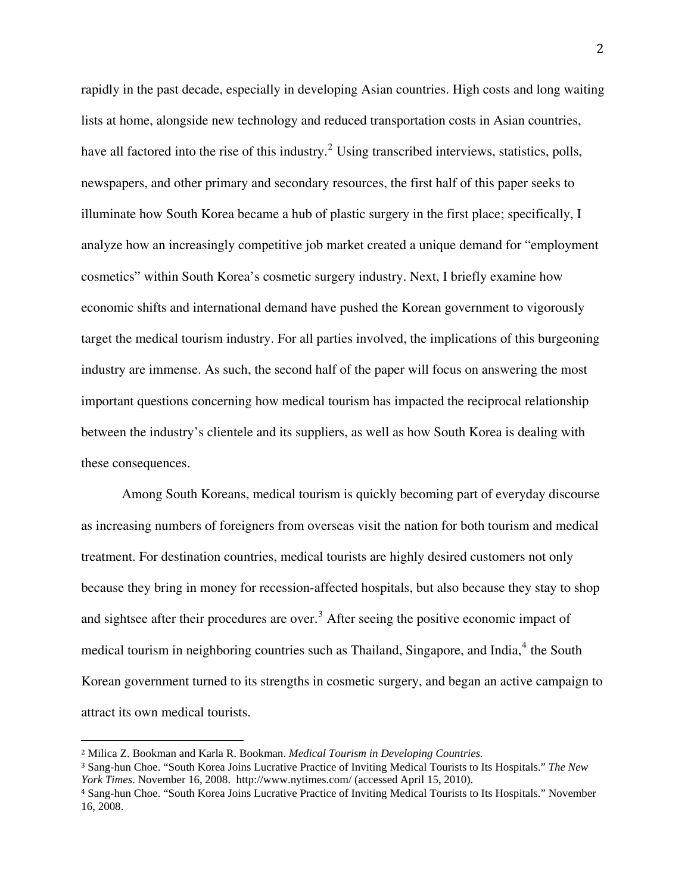rapidly in the past decade, especially in developing Asian countries. High costs and long waiting lists at home, alongside new technology and reduced transportation costs in Asian countries, have all factored into the rise of this industry.[2] Using transcribed interviews, statistics, polls, newspapers, and other primary and secondary resources, the first half of this paper seeks to illuminate how South Korea became a hub of plastic surgery in the first place; specifically, I analyze how an increasingly competitive job market created a unique demand for "employment cosmetics" within South Korea's cosmetic surgery industry. Next, I briefly examine how economic shifts and international demand have pushed the Korean government to vigorously target the medical tourism industry. For all parties involved, the implications of this burgeoning industry are immense. As such, the second half of the paper will focus on answering the most important questions concerning how medical tourism has impacted the reciprocal relationship between the industry's clientele and its suppliers, as well as how South Korea is dealing with these consequences.

Among South Koreans, medical tourism is quickly becoming part of everyday discourse as increasing numbers of foreigners from overseas visit the nation for both tourism and medical treatment. For destination countries, medical tourists are highly desired customers not only because they bring in money for recession-affected hospitals, but also because they stay to shop and sightsee after their procedures are over.[3] After seeing the positive economic impact of medical tourism in neighboring countries such as Thailand, Singapore, and India,[4] the South Korean government turned to its strengths in cosmetic surgery, and began an active campaign to attract its own medical tourists.

---

[2] Milica Z. Bookman and Karla R. Bookman. *Medical Tourism in Developing Countries.*

[3] Sang-hun Choe. "South Korea Joins Lucrative Practice of Inviting Medical Tourists to Its Hospitals." *The New York Times*. November 16, 2008. http://www.nytimes.com/ (accessed April 15, 2010).

[4] Sang-hun Choe. "South Korea Joins Lucrative Practice of Inviting Medical Tourists to Its Hospitals." November 16, 2008.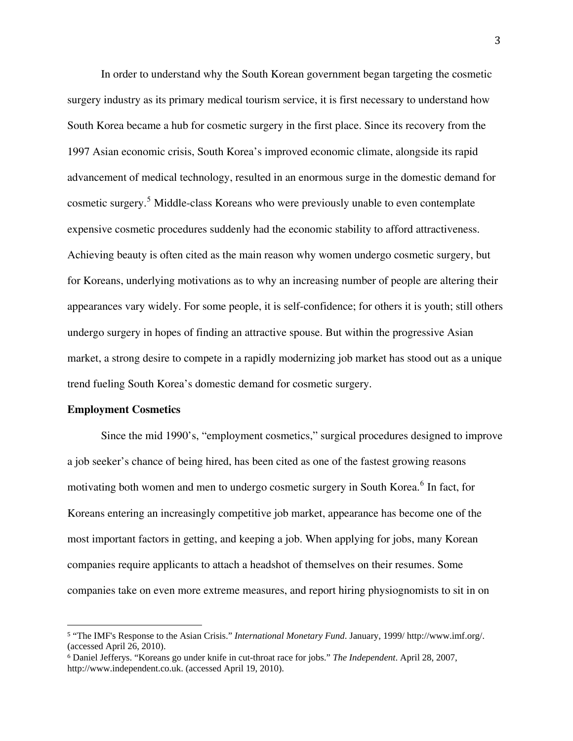In order to understand why the South Korean government began targeting the cosmetic surgery industry as its primary medical tourism service, it is first necessary to understand how South Korea became a hub for cosmetic surgery in the first place. Since its recovery from the 1997 Asian economic crisis, South Korea's improved economic climate, alongside its rapid advancement of medical technology, resulted in an enormous surge in the domestic demand for cosmetic surgery.[5] Middle-class Koreans who were previously unable to even contemplate expensive cosmetic procedures suddenly had the economic stability to afford attractiveness. Achieving beauty is often cited as the main reason why women undergo cosmetic surgery, but for Koreans, underlying motivations as to why an increasing number of people are altering their appearances vary widely. For some people, it is self-confidence; for others it is youth; still others undergo surgery in hopes of finding an attractive spouse. But within the progressive Asian market, a strong desire to compete in a rapidly modernizing job market has stood out as a unique trend fueling South Korea's domestic demand for cosmetic surgery.

**Employment Cosmetics**

Since the mid 1990's, "employment cosmetics," surgical procedures designed to improve a job seeker's chance of being hired, has been cited as one of the fastest growing reasons motivating both women and men to undergo cosmetic surgery in South Korea.[6] In fact, for Koreans entering an increasingly competitive job market, appearance has become one of the most important factors in getting, and keeping a job. When applying for jobs, many Korean companies require applicants to attach a headshot of themselves on their resumes. Some companies take on even more extreme measures, and report hiring physiognomists to sit in on

---

[5] "The IMF's Response to the Asian Crisis." *International Monetary Fund*. January, 1999/ http://www.imf.org/. (accessed April 26, 2010).

[6] Daniel Jefferys. "Koreans go under knife in cut-throat race for jobs." *The Independent*. April 28, 2007, http://www.independent.co.uk. (accessed April 19, 2010).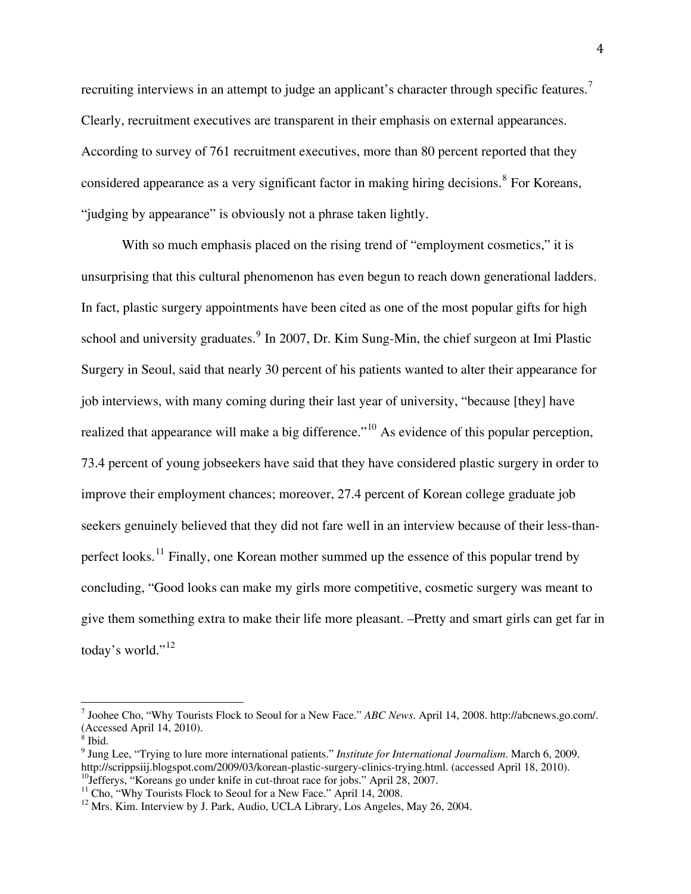recruiting interviews in an attempt to judge an applicant's character through specific features.[7] Clearly, recruitment executives are transparent in their emphasis on external appearances. According to survey of 761 recruitment executives, more than 80 percent reported that they considered appearance as a very significant factor in making hiring decisions.[8] For Koreans, "judging by appearance" is obviously not a phrase taken lightly.

With so much emphasis placed on the rising trend of "employment cosmetics," it is unsurprising that this cultural phenomenon has even begun to reach down generational ladders. In fact, plastic surgery appointments have been cited as one of the most popular gifts for high school and university graduates.[9] In 2007, Dr. Kim Sung-Min, the chief surgeon at Imi Plastic Surgery in Seoul, said that nearly 30 percent of his patients wanted to alter their appearance for job interviews, with many coming during their last year of university, "because [they] have realized that appearance will make a big difference."[10] As evidence of this popular perception, 73.4 percent of young jobseekers have said that they have considered plastic surgery in order to improve their employment chances; moreover, 27.4 percent of Korean college graduate job seekers genuinely believed that they did not fare well in an interview because of their less-than-perfect looks.[11] Finally, one Korean mother summed up the essence of this popular trend by concluding, "Good looks can make my girls more competitive, cosmetic surgery was meant to give them something extra to make their life more pleasant. –Pretty and smart girls can get far in today's world."[12]

---

[7] Joohee Cho, "Why Tourists Flock to Seoul for a New Face." *ABC News*. April 14, 2008. http://abcnews.go.com/. (Accessed April 14, 2010).

[8] Ibid.

[9] Jung Lee, "Trying to lure more international patients." *Institute for International Journalism*. March 6, 2009. http://scrippsiij.blogspot.com/2009/03/korean-plastic-surgery-clinics-trying.html. (accessed April 18, 2010).

[10] Jefferys, "Koreans go under knife in cut-throat race for jobs." April 28, 2007.

[11] Cho, "Why Tourists Flock to Seoul for a New Face." April 14, 2008.

[12] Mrs. Kim. Interview by J. Park, Audio, UCLA Library, Los Angeles, May 26, 2004.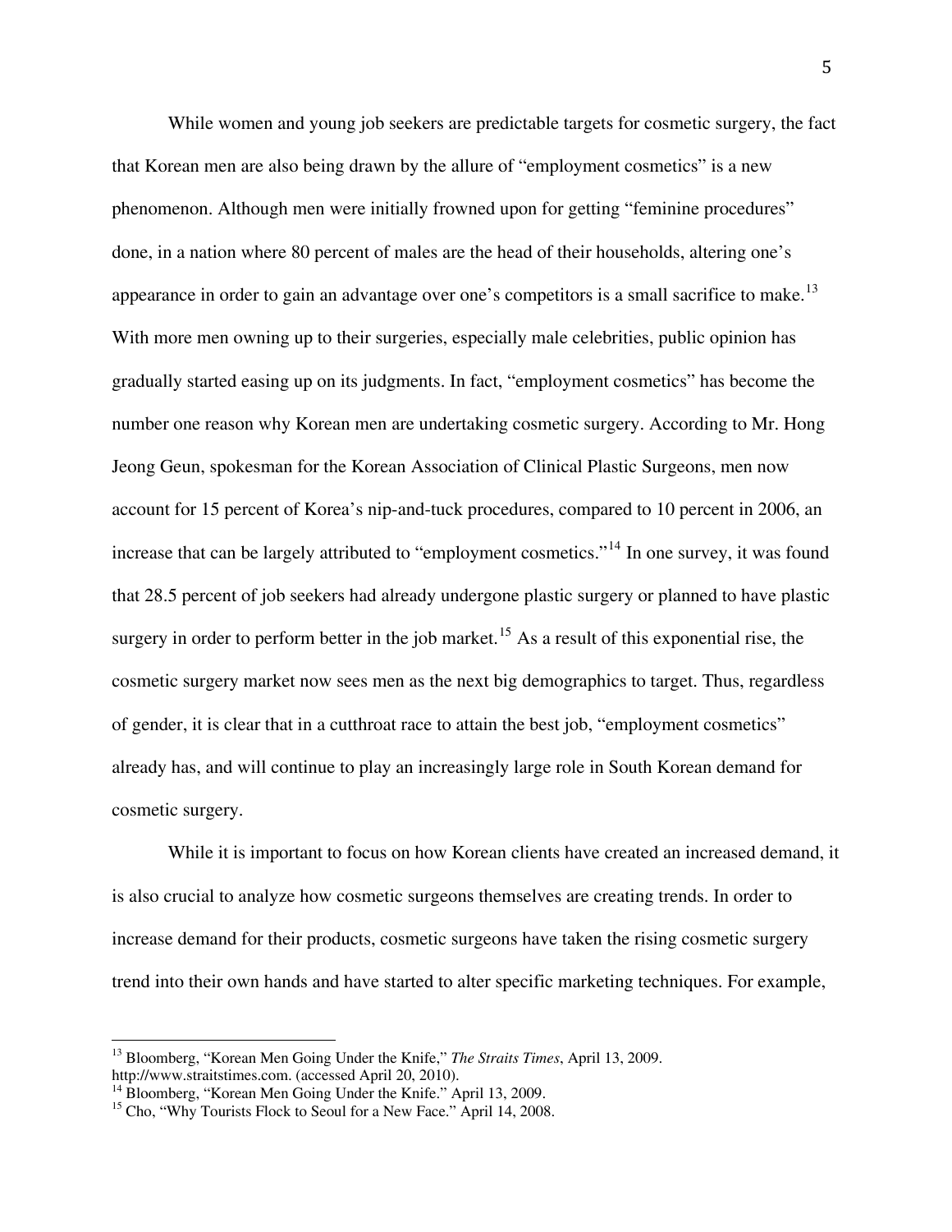While women and young job seekers are predictable targets for cosmetic surgery, the fact that Korean men are also being drawn by the allure of "employment cosmetics" is a new phenomenon. Although men were initially frowned upon for getting "feminine procedures" done, in a nation where 80 percent of males are the head of their households, altering one's appearance in order to gain an advantage over one's competitors is a small sacrifice to make.[13] With more men owning up to their surgeries, especially male celebrities, public opinion has gradually started easing up on its judgments. In fact, "employment cosmetics" has become the number one reason why Korean men are undertaking cosmetic surgery. According to Mr. Hong Jeong Geun, spokesman for the Korean Association of Clinical Plastic Surgeons, men now account for 15 percent of Korea's nip-and-tuck procedures, compared to 10 percent in 2006, an increase that can be largely attributed to "employment cosmetics."[14] In one survey, it was found that 28.5 percent of job seekers had already undergone plastic surgery or planned to have plastic surgery in order to perform better in the job market.[15] As a result of this exponential rise, the cosmetic surgery market now sees men as the next big demographics to target. Thus, regardless of gender, it is clear that in a cutthroat race to attain the best job, "employment cosmetics" already has, and will continue to play an increasingly large role in South Korean demand for cosmetic surgery.

While it is important to focus on how Korean clients have created an increased demand, it is also crucial to analyze how cosmetic surgeons themselves are creating trends. In order to increase demand for their products, cosmetic surgeons have taken the rising cosmetic surgery trend into their own hands and have started to alter specific marketing techniques. For example,

---

[13] Bloomberg, "Korean Men Going Under the Knife," *The Straits Times*, April 13, 2009. http://www.straitstimes.com. (accessed April 20, 2010).

[14] Bloomberg, "Korean Men Going Under the Knife." April 13, 2009.

[15] Cho, "Why Tourists Flock to Seoul for a New Face." April 14, 2008.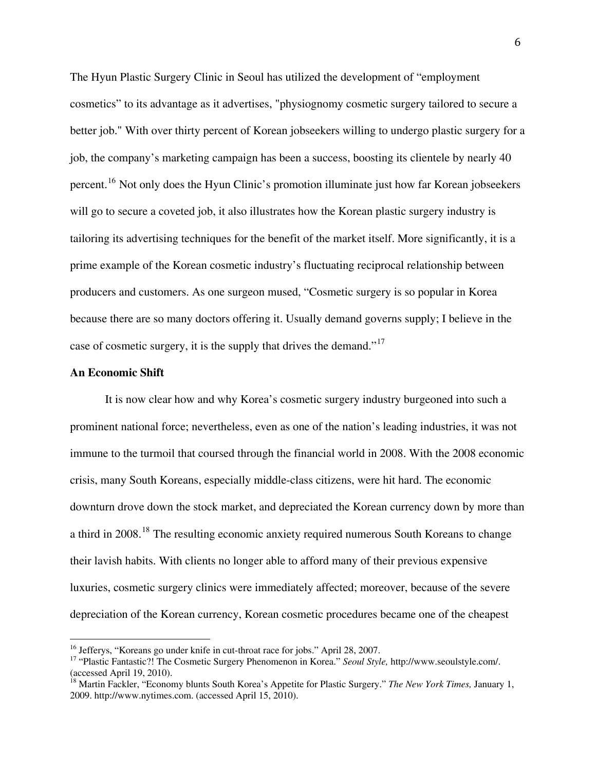The Hyun Plastic Surgery Clinic in Seoul has utilized the development of "employment cosmetics" to its advantage as it advertises, "physiognomy cosmetic surgery tailored to secure a better job." With over thirty percent of Korean jobseekers willing to undergo plastic surgery for a job, the company's marketing campaign has been a success, boosting its clientele by nearly 40 percent.[16] Not only does the Hyun Clinic's promotion illuminate just how far Korean jobseekers will go to secure a coveted job, it also illustrates how the Korean plastic surgery industry is tailoring its advertising techniques for the benefit of the market itself. More significantly, it is a prime example of the Korean cosmetic industry's fluctuating reciprocal relationship between producers and customers. As one surgeon mused, "Cosmetic surgery is so popular in Korea because there are so many doctors offering it. Usually demand governs supply; I believe in the case of cosmetic surgery, it is the supply that drives the demand."[17]

**An Economic Shift**

It is now clear how and why Korea's cosmetic surgery industry burgeoned into such a prominent national force; nevertheless, even as one of the nation's leading industries, it was not immune to the turmoil that coursed through the financial world in 2008. With the 2008 economic crisis, many South Koreans, especially middle-class citizens, were hit hard. The economic downturn drove down the stock market, and depreciated the Korean currency down by more than a third in 2008.[18] The resulting economic anxiety required numerous South Koreans to change their lavish habits. With clients no longer able to afford many of their previous expensive luxuries, cosmetic surgery clinics were immediately affected; moreover, because of the severe depreciation of the Korean currency, Korean cosmetic procedures became one of the cheapest

---

[16] Jefferys, "Koreans go under knife in cut-throat race for jobs." April 28, 2007.

[17] "Plastic Fantastic?! The Cosmetic Surgery Phenomenon in Korea." *Seoul Style,* http://www.seoulstyle.com/. (accessed April 19, 2010).

[18] Martin Fackler, "Economy blunts South Korea's Appetite for Plastic Surgery." *The New York Times,* January 1, 2009. http://www.nytimes.com. (accessed April 15, 2010).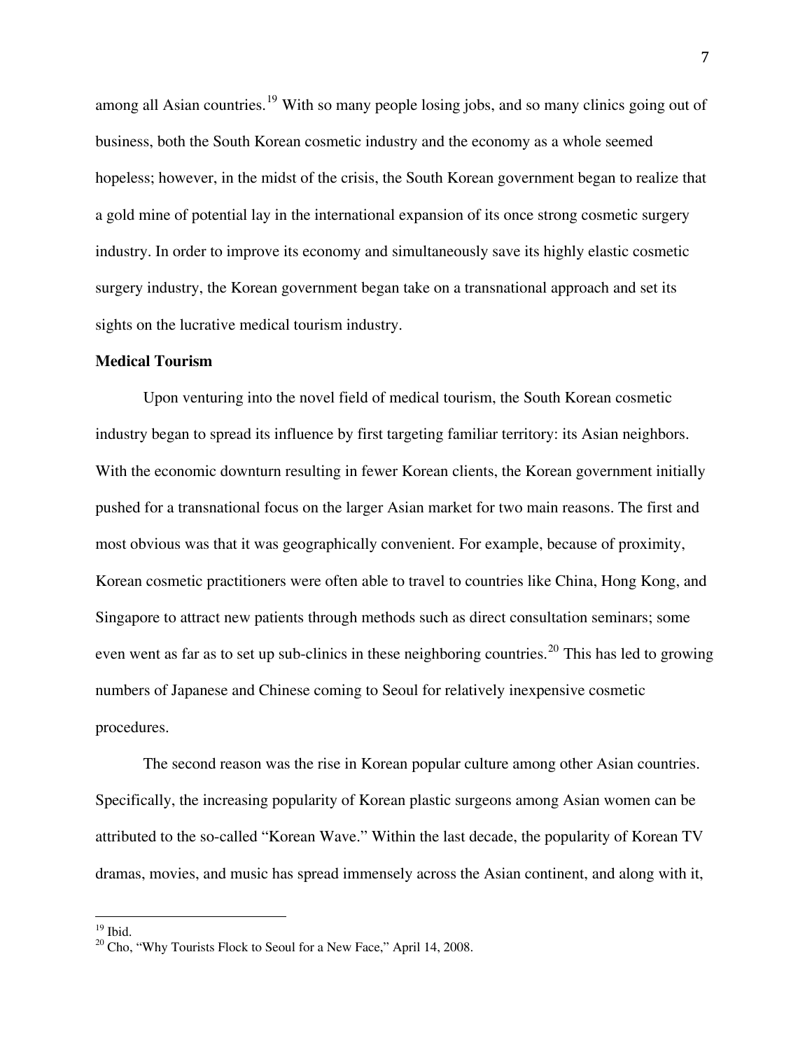among all Asian countries.[19] With so many people losing jobs, and so many clinics going out of business, both the South Korean cosmetic industry and the economy as a whole seemed hopeless; however, in the midst of the crisis, the South Korean government began to realize that a gold mine of potential lay in the international expansion of its once strong cosmetic surgery industry. In order to improve its economy and simultaneously save its highly elastic cosmetic surgery industry, the Korean government began take on a transnational approach and set its sights on the lucrative medical tourism industry.

**Medical Tourism**

Upon venturing into the novel field of medical tourism, the South Korean cosmetic industry began to spread its influence by first targeting familiar territory: its Asian neighbors. With the economic downturn resulting in fewer Korean clients, the Korean government initially pushed for a transnational focus on the larger Asian market for two main reasons. The first and most obvious was that it was geographically convenient. For example, because of proximity, Korean cosmetic practitioners were often able to travel to countries like China, Hong Kong, and Singapore to attract new patients through methods such as direct consultation seminars; some even went as far as to set up sub-clinics in these neighboring countries.[20] This has led to growing numbers of Japanese and Chinese coming to Seoul for relatively inexpensive cosmetic procedures.

The second reason was the rise in Korean popular culture among other Asian countries. Specifically, the increasing popularity of Korean plastic surgeons among Asian women can be attributed to the so-called "Korean Wave." Within the last decade, the popularity of Korean TV dramas, movies, and music has spread immensely across the Asian continent, and along with it,

---

[19] Ibid.

[20] Cho, "Why Tourists Flock to Seoul for a New Face," April 14, 2008.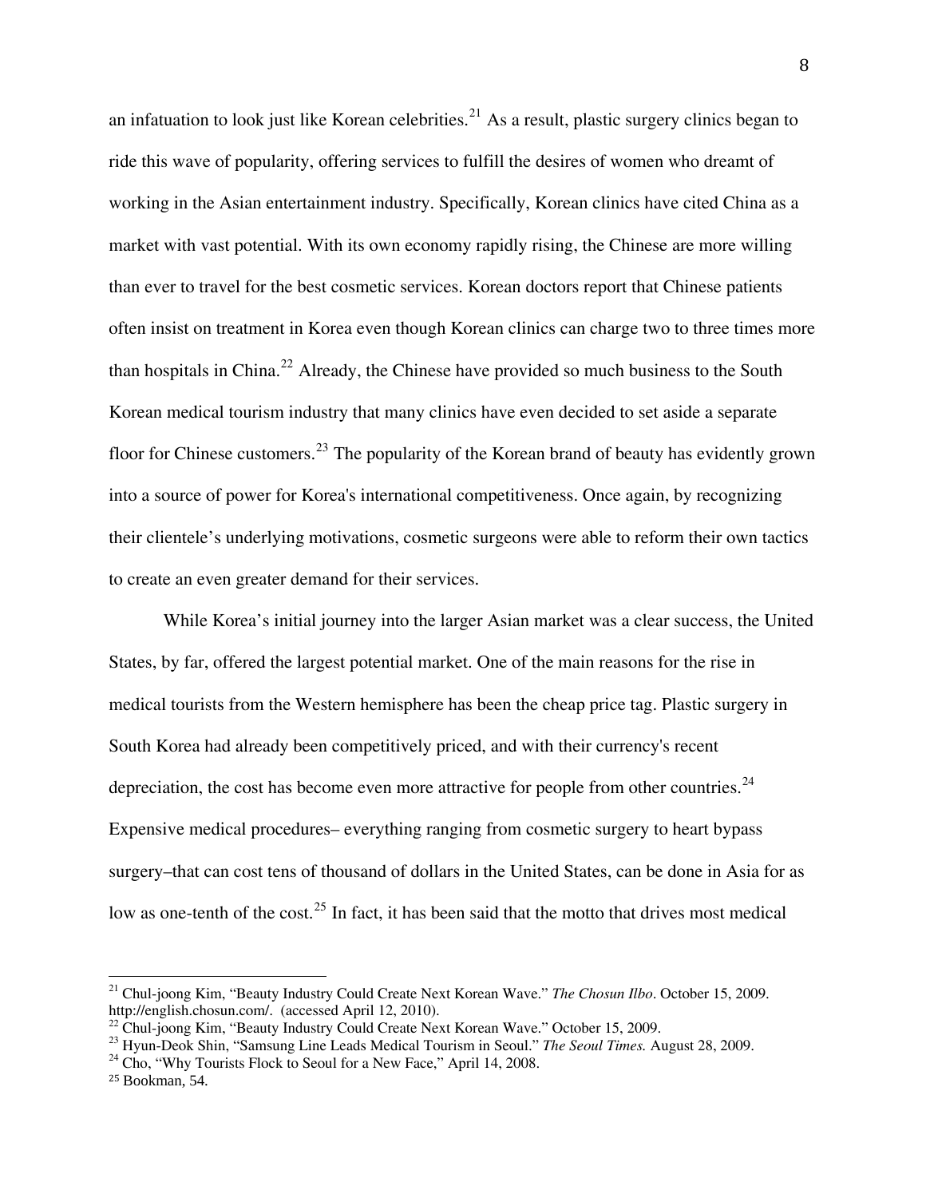an infatuation to look just like Korean celebrities.[21] As a result, plastic surgery clinics began to ride this wave of popularity, offering services to fulfill the desires of women who dreamt of working in the Asian entertainment industry. Specifically, Korean clinics have cited China as a market with vast potential. With its own economy rapidly rising, the Chinese are more willing than ever to travel for the best cosmetic services. Korean doctors report that Chinese patients often insist on treatment in Korea even though Korean clinics can charge two to three times more than hospitals in China.[22] Already, the Chinese have provided so much business to the South Korean medical tourism industry that many clinics have even decided to set aside a separate floor for Chinese customers.[23] The popularity of the Korean brand of beauty has evidently grown into a source of power for Korea's international competitiveness. Once again, by recognizing their clientele's underlying motivations, cosmetic surgeons were able to reform their own tactics to create an even greater demand for their services.

While Korea's initial journey into the larger Asian market was a clear success, the United States, by far, offered the largest potential market. One of the main reasons for the rise in medical tourists from the Western hemisphere has been the cheap price tag. Plastic surgery in South Korea had already been competitively priced, and with their currency's recent depreciation, the cost has become even more attractive for people from other countries.[24] Expensive medical procedures– everything ranging from cosmetic surgery to heart bypass surgery–that can cost tens of thousand of dollars in the United States, can be done in Asia for as low as one-tenth of the cost.[25] In fact, it has been said that the motto that drives most medical

---

[21] Chul-joong Kim, "Beauty Industry Could Create Next Korean Wave." *The Chosun Ilbo*. October 15, 2009. http://english.chosun.com/. (accessed April 12, 2010).

[22] Chul-joong Kim, "Beauty Industry Could Create Next Korean Wave." October 15, 2009.

[23] Hyun-Deok Shin, "Samsung Line Leads Medical Tourism in Seoul." *The Seoul Times.* August 28, 2009.

[24] Cho, "Why Tourists Flock to Seoul for a New Face," April 14, 2008.

[25] Bookman, 54.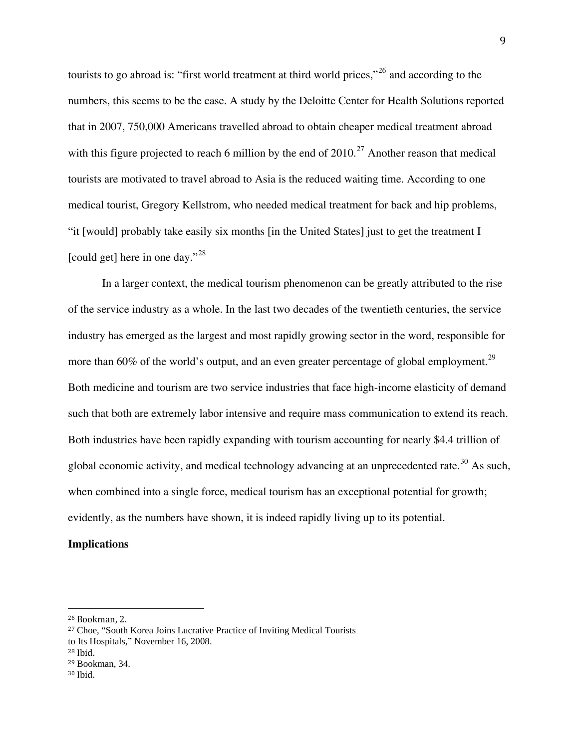tourists to go abroad is: "first world treatment at third world prices,"[26] and according to the numbers, this seems to be the case. A study by the Deloitte Center for Health Solutions reported that in 2007, 750,000 Americans travelled abroad to obtain cheaper medical treatment abroad with this figure projected to reach 6 million by the end of 2010.[27] Another reason that medical tourists are motivated to travel abroad to Asia is the reduced waiting time. According to one medical tourist, Gregory Kellstrom, who needed medical treatment for back and hip problems, "it [would] probably take easily six months [in the United States] just to get the treatment I [could get] here in one day."[28]

In a larger context, the medical tourism phenomenon can be greatly attributed to the rise of the service industry as a whole. In the last two decades of the twentieth centuries, the service industry has emerged as the largest and most rapidly growing sector in the word, responsible for more than 60% of the world's output, and an even greater percentage of global employment.[29] Both medicine and tourism are two service industries that face high-income elasticity of demand such that both are extremely labor intensive and require mass communication to extend its reach. Both industries have been rapidly expanding with tourism accounting for nearly $4.4 trillion of global economic activity, and medical technology advancing at an unprecedented rate.[30] As such, when combined into a single force, medical tourism has an exceptional potential for growth; evidently, as the numbers have shown, it is indeed rapidly living up to its potential.

**Implications**

---

[26] Bookman, 2.

[27] Choe, "South Korea Joins Lucrative Practice of Inviting Medical Tourists to Its Hospitals," November 16, 2008.

[28] Ibid.

[29] Bookman, 34.

[30] Ibid.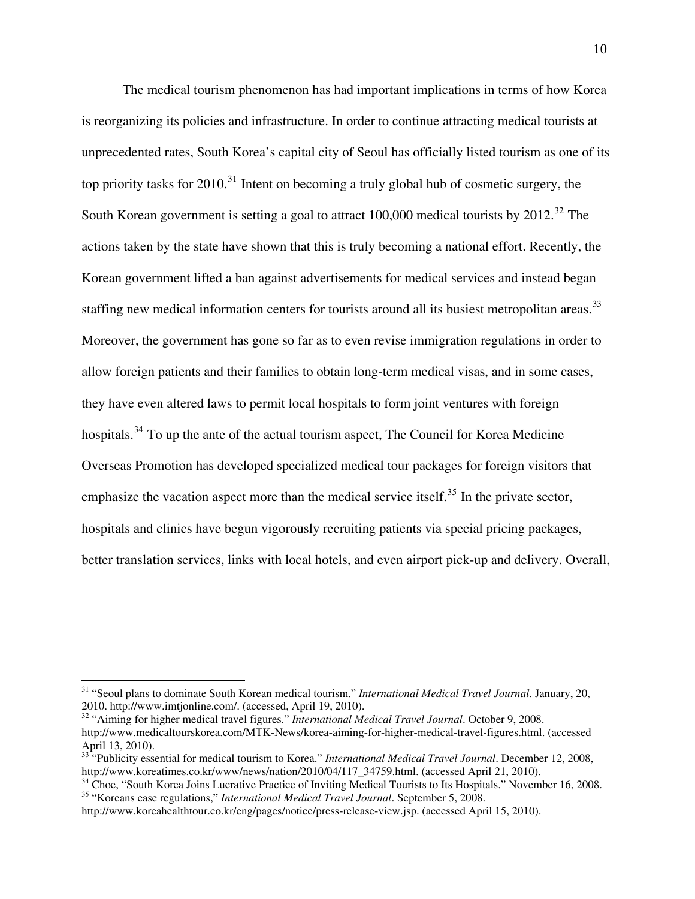The medical tourism phenomenon has had important implications in terms of how Korea is reorganizing its policies and infrastructure. In order to continue attracting medical tourists at unprecedented rates, South Korea's capital city of Seoul has officially listed tourism as one of its top priority tasks for 2010.[31] Intent on becoming a truly global hub of cosmetic surgery, the South Korean government is setting a goal to attract 100,000 medical tourists by 2012.[32] The actions taken by the state have shown that this is truly becoming a national effort. Recently, the Korean government lifted a ban against advertisements for medical services and instead began staffing new medical information centers for tourists around all its busiest metropolitan areas.[33] Moreover, the government has gone so far as to even revise immigration regulations in order to allow foreign patients and their families to obtain long-term medical visas, and in some cases, they have even altered laws to permit local hospitals to form joint ventures with foreign hospitals.[34] To up the ante of the actual tourism aspect, The Council for Korea Medicine Overseas Promotion has developed specialized medical tour packages for foreign visitors that emphasize the vacation aspect more than the medical service itself.[35] In the private sector, hospitals and clinics have begun vigorously recruiting patients via special pricing packages, better translation services, links with local hotels, and even airport pick-up and delivery. Overall,

---

[31] "Seoul plans to dominate South Korean medical tourism." *International Medical Travel Journal*. January, 20, 2010. http://www.imtjonline.com/. (accessed, April 19, 2010).

[32] "Aiming for higher medical travel figures." *International Medical Travel Journal*. October 9, 2008. http://www.medicaltourskorea.com/MTK-News/korea-aiming-for-higher-medical-travel-figures.html. (accessed April 13, 2010).

[33] "Publicity essential for medical tourism to Korea." *International Medical Travel Journal*. December 12, 2008, http://www.koreatimes.co.kr/www/news/nation/2010/04/117_34759.html. (accessed April 21, 2010).

[34] Choe, "South Korea Joins Lucrative Practice of Inviting Medical Tourists to Its Hospitals." November 16, 2008.

[35] "Koreans ease regulations," *International Medical Travel Journal*. September 5, 2008. http://www.koreahealthtour.co.kr/eng/pages/notice/press-release-view.jsp. (accessed April 15, 2010).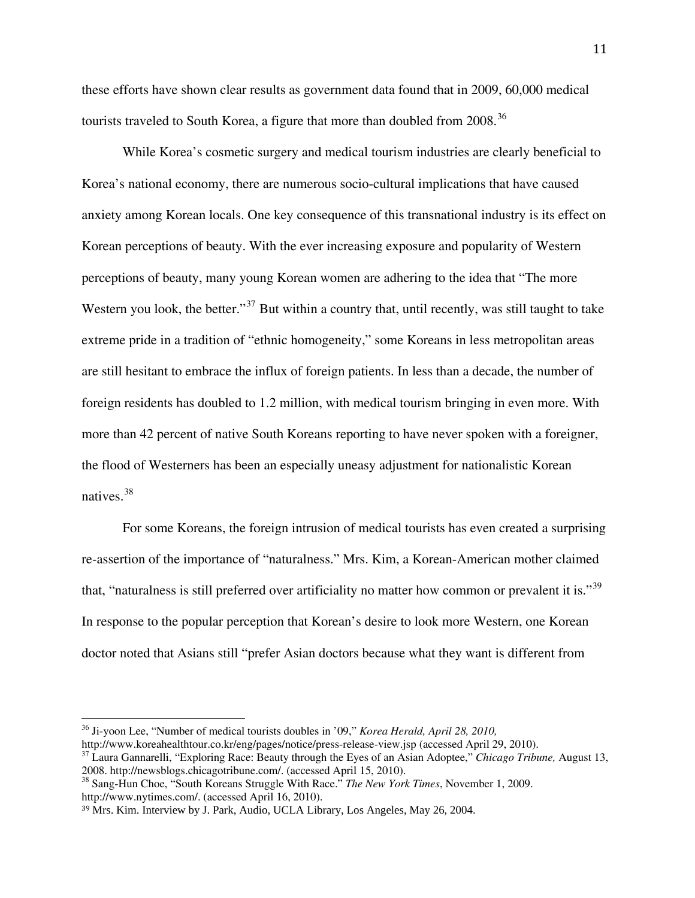these efforts have shown clear results as government data found that in 2009, 60,000 medical tourists traveled to South Korea, a figure that more than doubled from 2008.[36]

While Korea's cosmetic surgery and medical tourism industries are clearly beneficial to Korea's national economy, there are numerous socio-cultural implications that have caused anxiety among Korean locals. One key consequence of this transnational industry is its effect on Korean perceptions of beauty. With the ever increasing exposure and popularity of Western perceptions of beauty, many young Korean women are adhering to the idea that "The more Western you look, the better."[37] But within a country that, until recently, was still taught to take extreme pride in a tradition of "ethnic homogeneity," some Koreans in less metropolitan areas are still hesitant to embrace the influx of foreign patients. In less than a decade, the number of foreign residents has doubled to 1.2 million, with medical tourism bringing in even more. With more than 42 percent of native South Koreans reporting to have never spoken with a foreigner, the flood of Westerners has been an especially uneasy adjustment for nationalistic Korean natives.[38]

For some Koreans, the foreign intrusion of medical tourists has even created a surprising re-assertion of the importance of "naturalness." Mrs. Kim, a Korean-American mother claimed that, "naturalness is still preferred over artificiality no matter how common or prevalent it is."[39] In response to the popular perception that Korean's desire to look more Western, one Korean doctor noted that Asians still "prefer Asian doctors because what they want is different from

---

[36] Ji-yoon Lee, "Number of medical tourists doubles in '09," *Korea Herald, April 28, 2010,* http://www.koreahealthtour.co.kr/eng/pages/notice/press-release-view.jsp (accessed April 29, 2010).

[37] Laura Gannarelli, "Exploring Race: Beauty through the Eyes of an Asian Adoptee," *Chicago Tribune,* August 13, 2008. http://newsblogs.chicagotribune.com/. (accessed April 15, 2010).

[38] Sang-Hun Choe, "South Koreans Struggle With Race." *The New York Times*, November 1, 2009. http://www.nytimes.com/. (accessed April 16, 2010).

[39] Mrs. Kim. Interview by J. Park, Audio, UCLA Library, Los Angeles, May 26, 2004.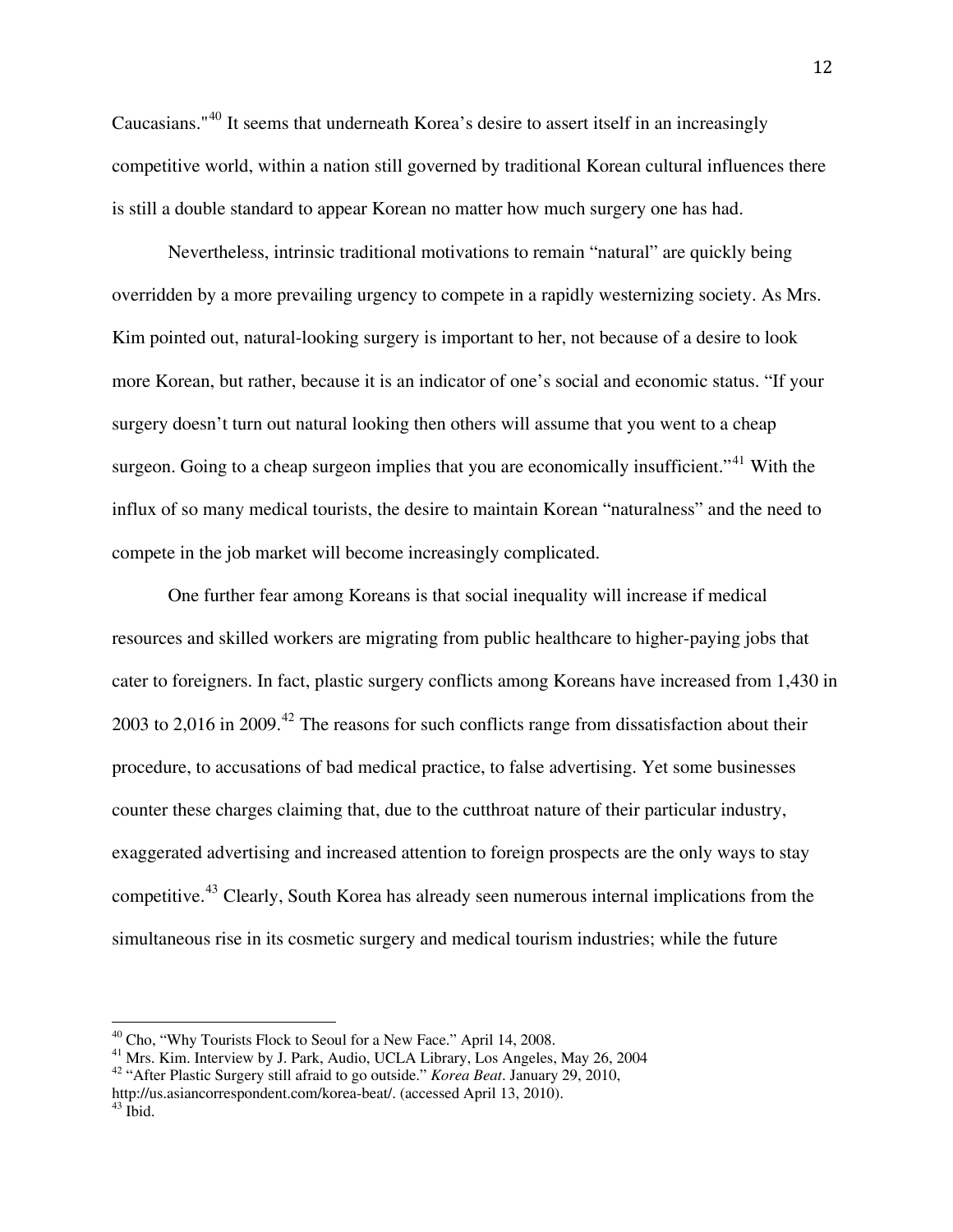Caucasians."[40] It seems that underneath Korea's desire to assert itself in an increasingly competitive world, within a nation still governed by traditional Korean cultural influences there is still a double standard to appear Korean no matter how much surgery one has had.

Nevertheless, intrinsic traditional motivations to remain "natural" are quickly being overridden by a more prevailing urgency to compete in a rapidly westernizing society. As Mrs. Kim pointed out, natural-looking surgery is important to her, not because of a desire to look more Korean, but rather, because it is an indicator of one's social and economic status. "If your surgery doesn't turn out natural looking then others will assume that you went to a cheap surgeon. Going to a cheap surgeon implies that you are economically insufficient."[41] With the influx of so many medical tourists, the desire to maintain Korean "naturalness" and the need to compete in the job market will become increasingly complicated.

One further fear among Koreans is that social inequality will increase if medical resources and skilled workers are migrating from public healthcare to higher-paying jobs that cater to foreigners. In fact, plastic surgery conflicts among Koreans have increased from 1,430 in 2003 to 2,016 in 2009.[42] The reasons for such conflicts range from dissatisfaction about their procedure, to accusations of bad medical practice, to false advertising. Yet some businesses counter these charges claiming that, due to the cutthroat nature of their particular industry, exaggerated advertising and increased attention to foreign prospects are the only ways to stay competitive.[43] Clearly, South Korea has already seen numerous internal implications from the simultaneous rise in its cosmetic surgery and medical tourism industries; while the future

---

[40] Cho, "Why Tourists Flock to Seoul for a New Face." April 14, 2008.

[41] Mrs. Kim. Interview by J. Park, Audio, UCLA Library, Los Angeles, May 26, 2004

[42] "After Plastic Surgery still afraid to go outside." *Korea Beat*. January 29, 2010, http://us.asiancorrespondent.com/korea-beat/. (accessed April 13, 2010).

[43] Ibid.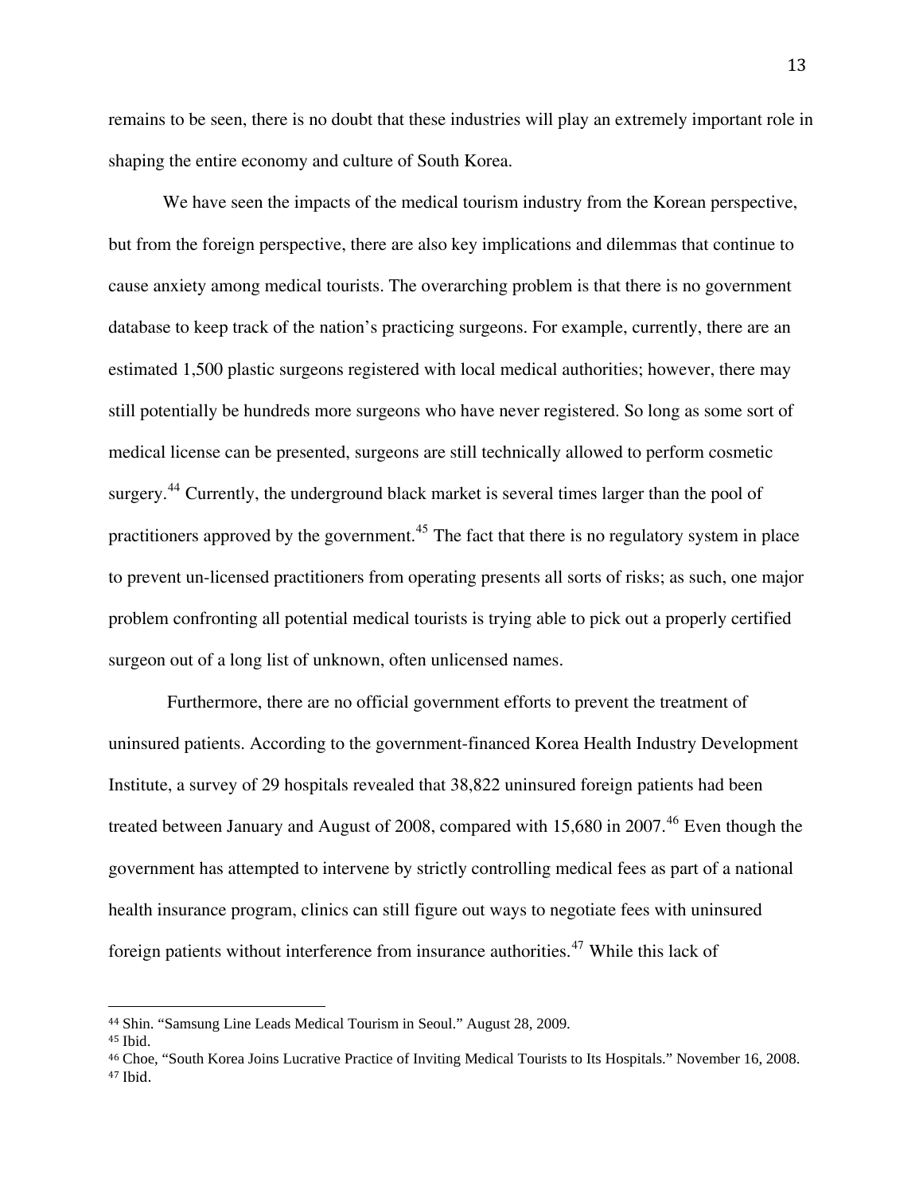remains to be seen, there is no doubt that these industries will play an extremely important role in shaping the entire economy and culture of South Korea.

We have seen the impacts of the medical tourism industry from the Korean perspective, but from the foreign perspective, there are also key implications and dilemmas that continue to cause anxiety among medical tourists. The overarching problem is that there is no government database to keep track of the nation's practicing surgeons. For example, currently, there are an estimated 1,500 plastic surgeons registered with local medical authorities; however, there may still potentially be hundreds more surgeons who have never registered. So long as some sort of medical license can be presented, surgeons are still technically allowed to perform cosmetic surgery.[44] Currently, the underground black market is several times larger than the pool of practitioners approved by the government.[45] The fact that there is no regulatory system in place to prevent un-licensed practitioners from operating presents all sorts of risks; as such, one major problem confronting all potential medical tourists is trying able to pick out a properly certified surgeon out of a long list of unknown, often unlicensed names.

Furthermore, there are no official government efforts to prevent the treatment of uninsured patients. According to the government-financed Korea Health Industry Development Institute, a survey of 29 hospitals revealed that 38,822 uninsured foreign patients had been treated between January and August of 2008, compared with 15,680 in 2007.[46] Even though the government has attempted to intervene by strictly controlling medical fees as part of a national health insurance program, clinics can still figure out ways to negotiate fees with uninsured foreign patients without interference from insurance authorities.[47] While this lack of

---

[44] Shin. "Samsung Line Leads Medical Tourism in Seoul." August 28, 2009.
[45] Ibid.
[46] Choe, "South Korea Joins Lucrative Practice of Inviting Medical Tourists to Its Hospitals." November 16, 2008.
[47] Ibid.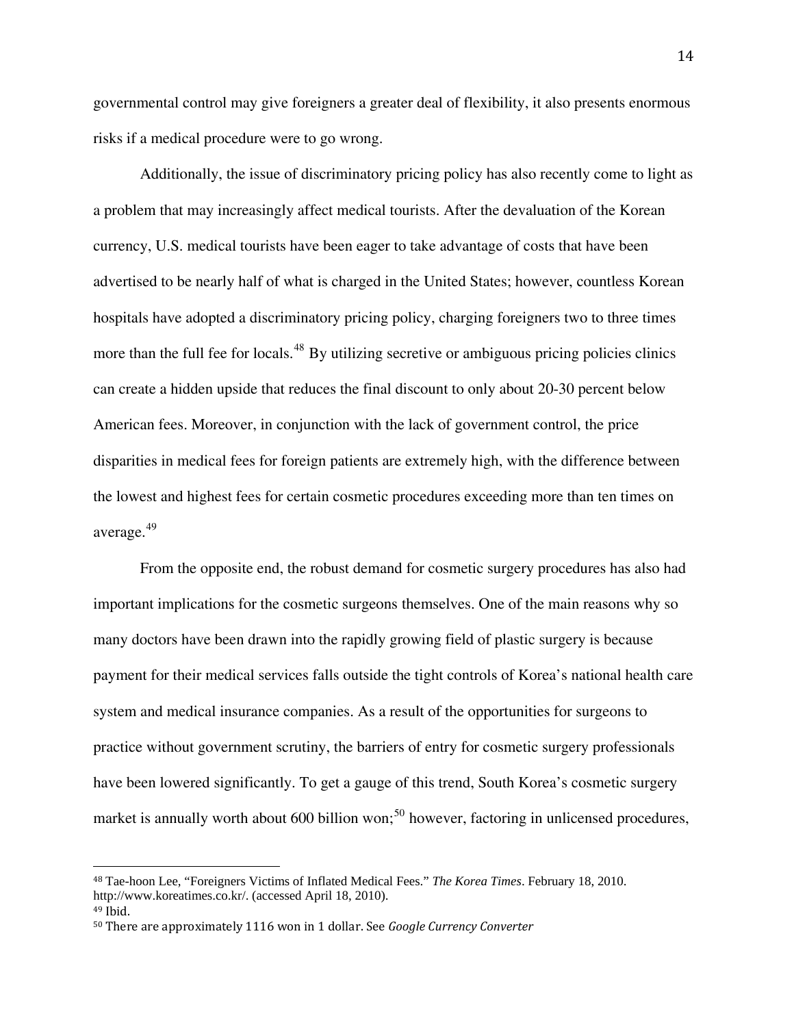governmental control may give foreigners a greater deal of flexibility, it also presents enormous risks if a medical procedure were to go wrong.

Additionally, the issue of discriminatory pricing policy has also recently come to light as a problem that may increasingly affect medical tourists. After the devaluation of the Korean currency, U.S. medical tourists have been eager to take advantage of costs that have been advertised to be nearly half of what is charged in the United States; however, countless Korean hospitals have adopted a discriminatory pricing policy, charging foreigners two to three times more than the full fee for locals.[48] By utilizing secretive or ambiguous pricing policies clinics can create a hidden upside that reduces the final discount to only about 20-30 percent below American fees. Moreover, in conjunction with the lack of government control, the price disparities in medical fees for foreign patients are extremely high, with the difference between the lowest and highest fees for certain cosmetic procedures exceeding more than ten times on average.[49]

From the opposite end, the robust demand for cosmetic surgery procedures has also had important implications for the cosmetic surgeons themselves. One of the main reasons why so many doctors have been drawn into the rapidly growing field of plastic surgery is because payment for their medical services falls outside the tight controls of Korea's national health care system and medical insurance companies. As a result of the opportunities for surgeons to practice without government scrutiny, the barriers of entry for cosmetic surgery professionals have been lowered significantly. To get a gauge of this trend, South Korea's cosmetic surgery market is annually worth about 600 billion won;[50] however, factoring in unlicensed procedures,

---

[48] Tae-hoon Lee, "Foreigners Victims of Inflated Medical Fees." *The Korea Times*. February 18, 2010. http://www.koreatimes.co.kr/. (accessed April 18, 2010).

[49] Ibid.

[50] There are approximately 1116 won in 1 dollar. See *Google Currency Converter*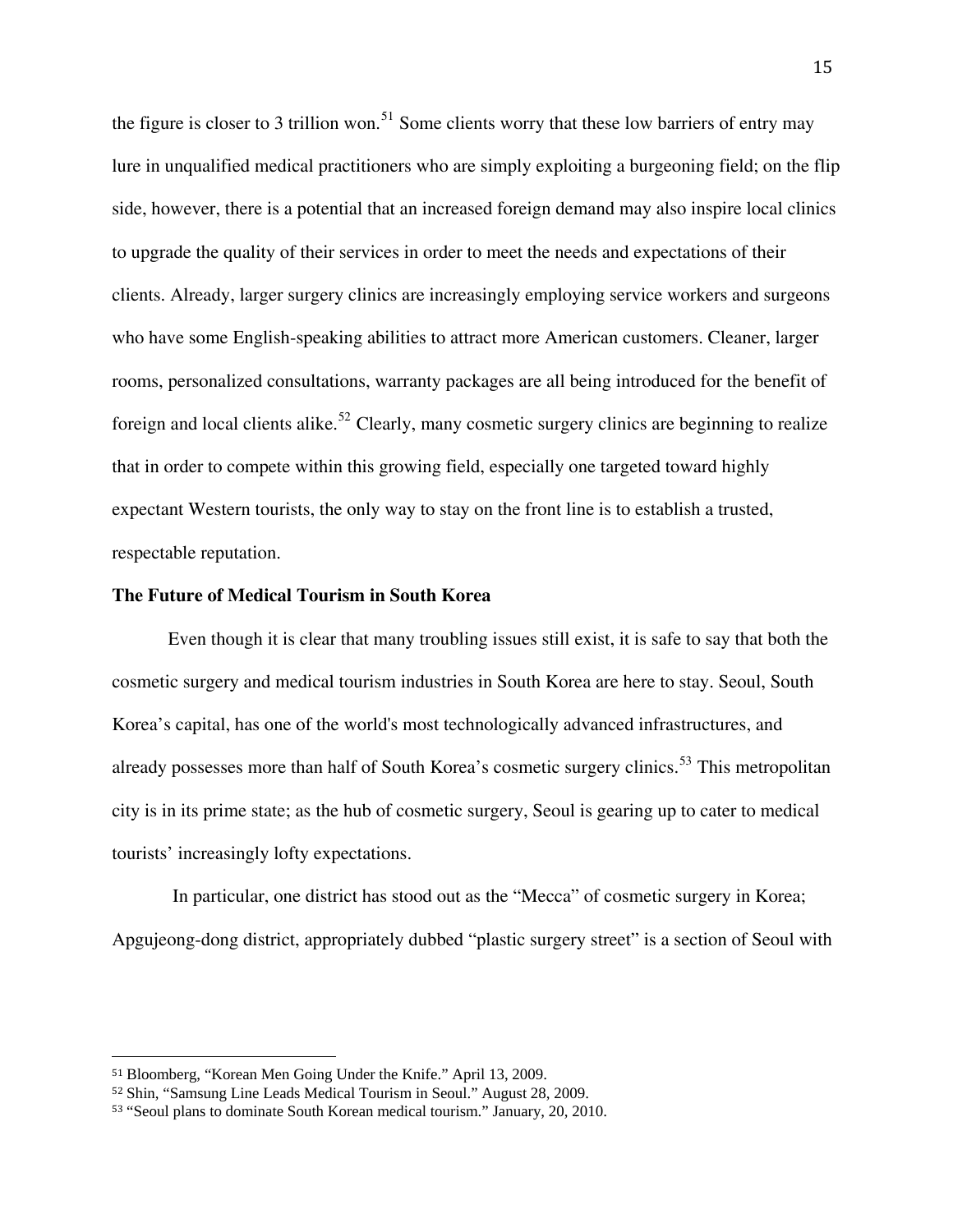the figure is closer to 3 trillion won.[51] Some clients worry that these low barriers of entry may lure in unqualified medical practitioners who are simply exploiting a burgeoning field; on the flip side, however, there is a potential that an increased foreign demand may also inspire local clinics to upgrade the quality of their services in order to meet the needs and expectations of their clients. Already, larger surgery clinics are increasingly employing service workers and surgeons who have some English-speaking abilities to attract more American customers. Cleaner, larger rooms, personalized consultations, warranty packages are all being introduced for the benefit of foreign and local clients alike.[52] Clearly, many cosmetic surgery clinics are beginning to realize that in order to compete within this growing field, especially one targeted toward highly expectant Western tourists, the only way to stay on the front line is to establish a trusted, respectable reputation.

**The Future of Medical Tourism in South Korea**

Even though it is clear that many troubling issues still exist, it is safe to say that both the cosmetic surgery and medical tourism industries in South Korea are here to stay. Seoul, South Korea's capital, has one of the world's most technologically advanced infrastructures, and already possesses more than half of South Korea's cosmetic surgery clinics.[53] This metropolitan city is in its prime state; as the hub of cosmetic surgery, Seoul is gearing up to cater to medical tourists' increasingly lofty expectations.

In particular, one district has stood out as the "Mecca" of cosmetic surgery in Korea; Apgujeong-dong district, appropriately dubbed "plastic surgery street" is a section of Seoul with

---

[51] Bloomberg, "Korean Men Going Under the Knife." April 13, 2009.

[52] Shin, "Samsung Line Leads Medical Tourism in Seoul." August 28, 2009.

[53] "Seoul plans to dominate South Korean medical tourism." January, 20, 2010.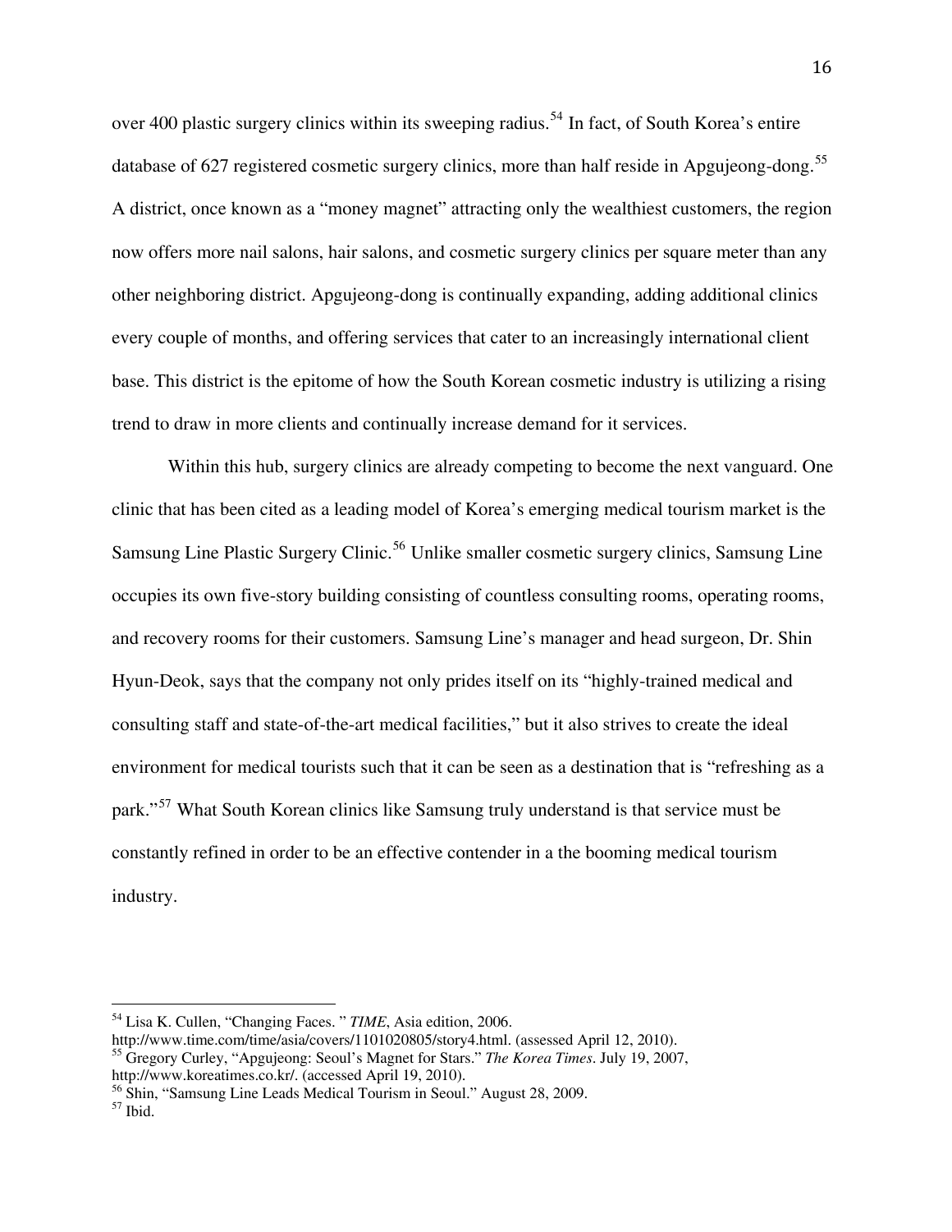over 400 plastic surgery clinics within its sweeping radius.[54] In fact, of South Korea's entire database of 627 registered cosmetic surgery clinics, more than half reside in Apgujeong-dong.[55] A district, once known as a "money magnet" attracting only the wealthiest customers, the region now offers more nail salons, hair salons, and cosmetic surgery clinics per square meter than any other neighboring district. Apgujeong-dong is continually expanding, adding additional clinics every couple of months, and offering services that cater to an increasingly international client base. This district is the epitome of how the South Korean cosmetic industry is utilizing a rising trend to draw in more clients and continually increase demand for it services.

Within this hub, surgery clinics are already competing to become the next vanguard. One clinic that has been cited as a leading model of Korea's emerging medical tourism market is the Samsung Line Plastic Surgery Clinic.[56] Unlike smaller cosmetic surgery clinics, Samsung Line occupies its own five-story building consisting of countless consulting rooms, operating rooms, and recovery rooms for their customers. Samsung Line's manager and head surgeon, Dr. Shin Hyun-Deok, says that the company not only prides itself on its "highly-trained medical and consulting staff and state-of-the-art medical facilities," but it also strives to create the ideal environment for medical tourists such that it can be seen as a destination that is "refreshing as a park."[57] What South Korean clinics like Samsung truly understand is that service must be constantly refined in order to be an effective contender in a the booming medical tourism industry.

---

[54] Lisa K. Cullen, "Changing Faces. " *TIME*, Asia edition, 2006. http://www.time.com/time/asia/covers/1101020805/story4.html. (assessed April 12, 2010).

[55] Gregory Curley, "Apgujeong: Seoul's Magnet for Stars." *The Korea Times*. July 19, 2007, http://www.koreatimes.co.kr/. (accessed April 19, 2010).

[56] Shin, "Samsung Line Leads Medical Tourism in Seoul." August 28, 2009.

[57] Ibid.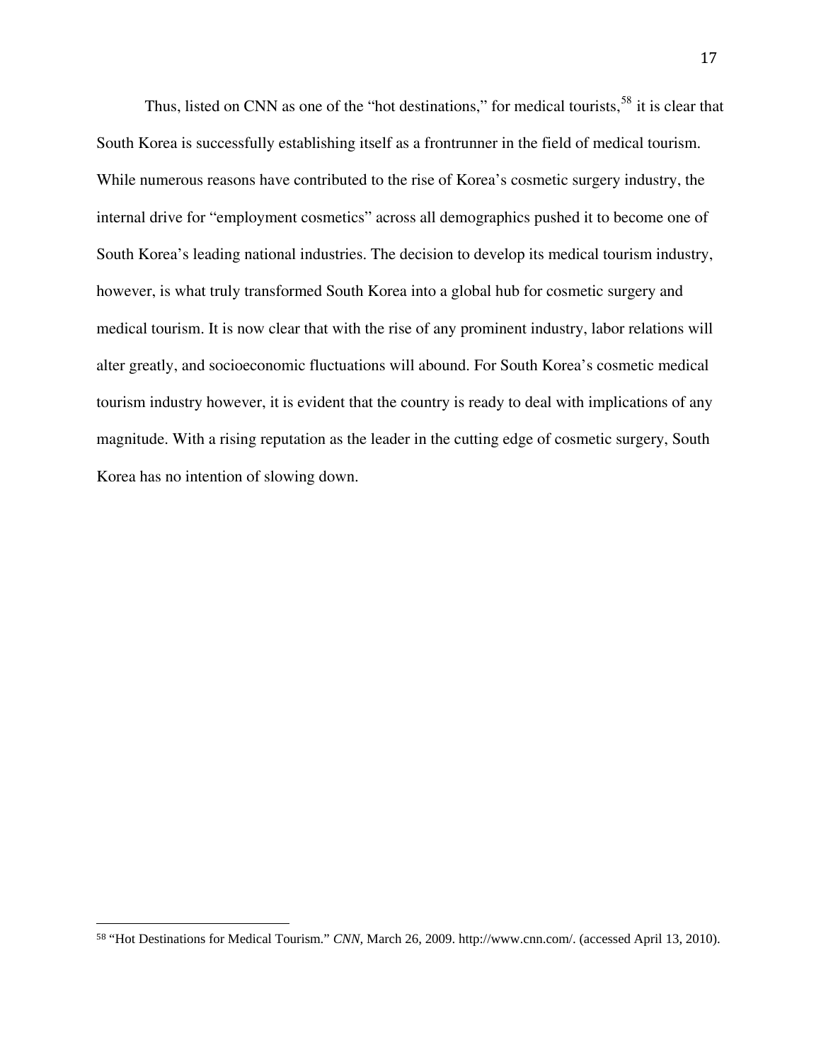Thus, listed on CNN as one of the "hot destinations," for medical tourists,[58] it is clear that South Korea is successfully establishing itself as a frontrunner in the field of medical tourism. While numerous reasons have contributed to the rise of Korea's cosmetic surgery industry, the internal drive for "employment cosmetics" across all demographics pushed it to become one of South Korea's leading national industries. The decision to develop its medical tourism industry, however, is what truly transformed South Korea into a global hub for cosmetic surgery and medical tourism. It is now clear that with the rise of any prominent industry, labor relations will alter greatly, and socioeconomic fluctuations will abound. For South Korea's cosmetic medical tourism industry however, it is evident that the country is ready to deal with implications of any magnitude. With a rising reputation as the leader in the cutting edge of cosmetic surgery, South Korea has no intention of slowing down.

---

[58] "Hot Destinations for Medical Tourism." *CNN,* March 26, 2009. http://www.cnn.com/. (accessed April 13, 2010).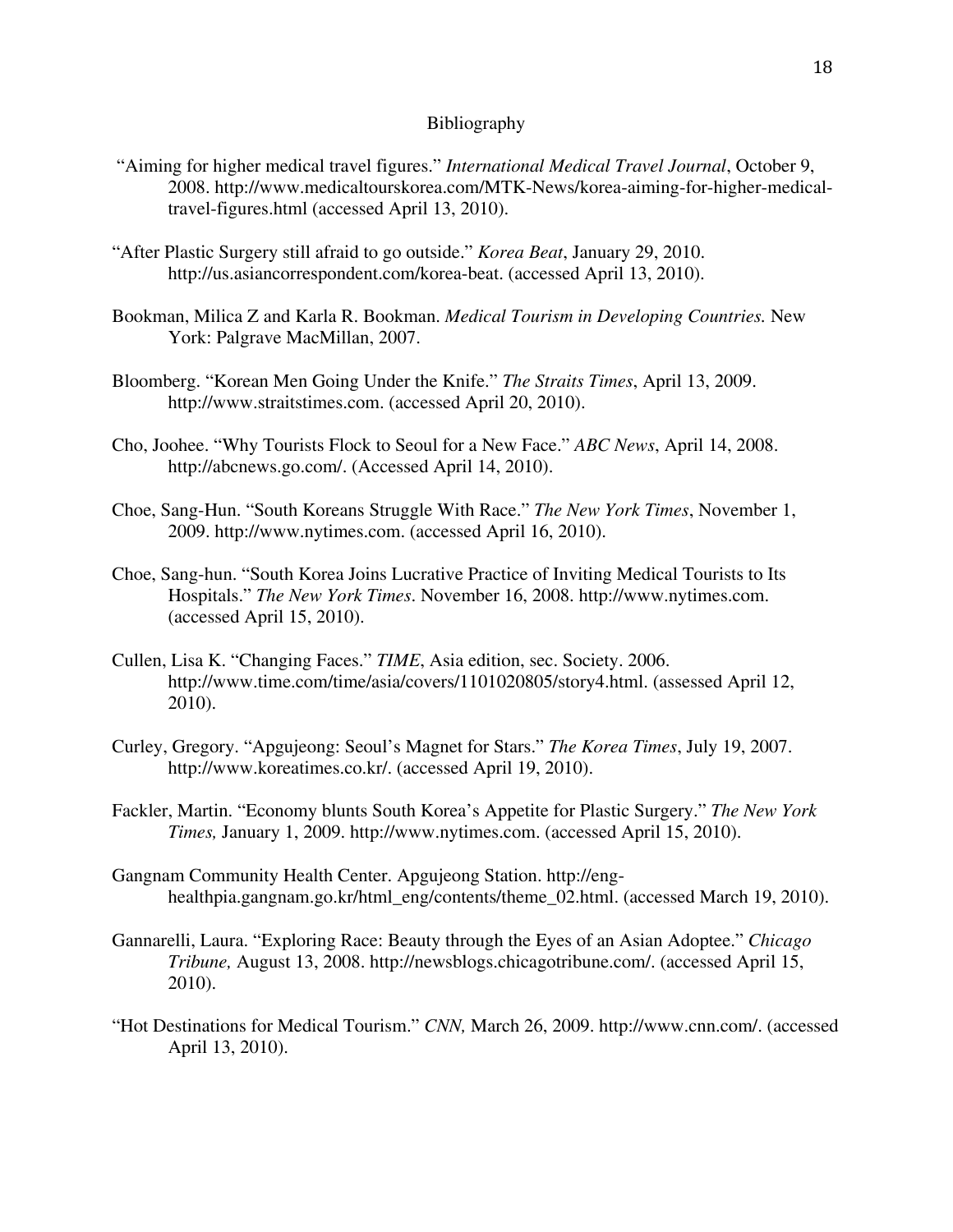# Bibliography

"Aiming for higher medical travel figures." *International Medical Travel Journal*, October 9, 2008. http://www.medicaltourskorea.com/MTK-News/korea-aiming-for-higher-medical-travel-figures.html (accessed April 13, 2010).

"After Plastic Surgery still afraid to go outside." *Korea Beat*, January 29, 2010. http://us.asiancorrespondent.com/korea-beat. (accessed April 13, 2010).

Bookman, Milica Z and Karla R. Bookman. *Medical Tourism in Developing Countries.* New York: Palgrave MacMillan, 2007.

Bloomberg. "Korean Men Going Under the Knife." *The Straits Times*, April 13, 2009. http://www.straitstimes.com. (accessed April 20, 2010).

Cho, Joohee. "Why Tourists Flock to Seoul for a New Face." *ABC News*, April 14, 2008. http://abcnews.go.com/. (Accessed April 14, 2010).

Choe, Sang-Hun. "South Koreans Struggle With Race." *The New York Times*, November 1, 2009. http://www.nytimes.com. (accessed April 16, 2010).

Choe, Sang-hun. "South Korea Joins Lucrative Practice of Inviting Medical Tourists to Its Hospitals." *The New York Times*. November 16, 2008. http://www.nytimes.com. (accessed April 15, 2010).

Cullen, Lisa K. "Changing Faces." *TIME*, Asia edition, sec. Society. 2006. http://www.time.com/time/asia/covers/1101020805/story4.html. (assessed April 12, 2010).

Curley, Gregory. "Apgujeong: Seoul's Magnet for Stars." *The Korea Times*, July 19, 2007. http://www.koreatimes.co.kr/. (accessed April 19, 2010).

Fackler, Martin. "Economy blunts South Korea's Appetite for Plastic Surgery." *The New York Times,* January 1, 2009. http://www.nytimes.com. (accessed April 15, 2010).

Gangnam Community Health Center. Apgujeong Station. http://eng-healthpia.gangnam.go.kr/html_eng/contents/theme_02.html. (accessed March 19, 2010).

Gannarelli, Laura. "Exploring Race: Beauty through the Eyes of an Asian Adoptee." *Chicago Tribune,* August 13, 2008. http://newsblogs.chicagotribune.com/. (accessed April 15, 2010).

"Hot Destinations for Medical Tourism." *CNN,* March 26, 2009. http://www.cnn.com/. (accessed April 13, 2010).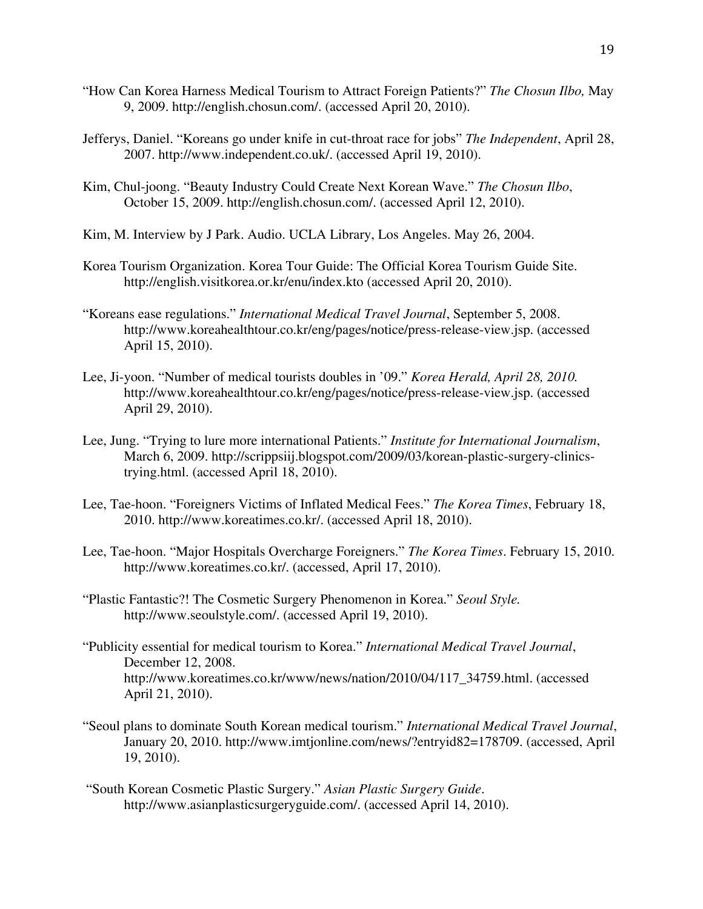"How Can Korea Harness Medical Tourism to Attract Foreign Patients?" *The Chosun Ilbo,* May 9, 2009. http://english.chosun.com/. (accessed April 20, 2010).

Jefferys, Daniel. "Koreans go under knife in cut-throat race for jobs" *The Independent*, April 28, 2007. http://www.independent.co.uk/. (accessed April 19, 2010).

Kim, Chul-joong. "Beauty Industry Could Create Next Korean Wave." *The Chosun Ilbo*, October 15, 2009. http://english.chosun.com/. (accessed April 12, 2010).

Kim, M. Interview by J Park. Audio. UCLA Library, Los Angeles. May 26, 2004.

Korea Tourism Organization. Korea Tour Guide: The Official Korea Tourism Guide Site. http://english.visitkorea.or.kr/enu/index.kto (accessed April 20, 2010).

"Koreans ease regulations." *International Medical Travel Journal*, September 5, 2008. http://www.koreahealthtour.co.kr/eng/pages/notice/press-release-view.jsp. (accessed April 15, 2010).

Lee, Ji-yoon. "Number of medical tourists doubles in '09." *Korea Herald, April 28, 2010.* http://www.koreahealthtour.co.kr/eng/pages/notice/press-release-view.jsp. (accessed April 29, 2010).

Lee, Jung. "Trying to lure more international Patients." *Institute for International Journalism*, March 6, 2009. http://scrippsiij.blogspot.com/2009/03/korean-plastic-surgery-clinics-trying.html. (accessed April 18, 2010).

Lee, Tae-hoon. "Foreigners Victims of Inflated Medical Fees." *The Korea Times*, February 18, 2010. http://www.koreatimes.co.kr/. (accessed April 18, 2010).

Lee, Tae-hoon. "Major Hospitals Overcharge Foreigners." *The Korea Times*. February 15, 2010. http://www.koreatimes.co.kr/. (accessed, April 17, 2010).

"Plastic Fantastic?! The Cosmetic Surgery Phenomenon in Korea." *Seoul Style.* http://www.seoulstyle.com/. (accessed April 19, 2010).

"Publicity essential for medical tourism to Korea." *International Medical Travel Journal*, December 12, 2008. http://www.koreatimes.co.kr/www/news/nation/2010/04/117_34759.html. (accessed April 21, 2010).

"Seoul plans to dominate South Korean medical tourism." *International Medical Travel Journal*, January 20, 2010. http://www.imtjonline.com/news/?entryid82=178709. (accessed, April 19, 2010).

"South Korean Cosmetic Plastic Surgery." *Asian Plastic Surgery Guide*. http://www.asianplasticsurgeryguide.com/. (accessed April 14, 2010).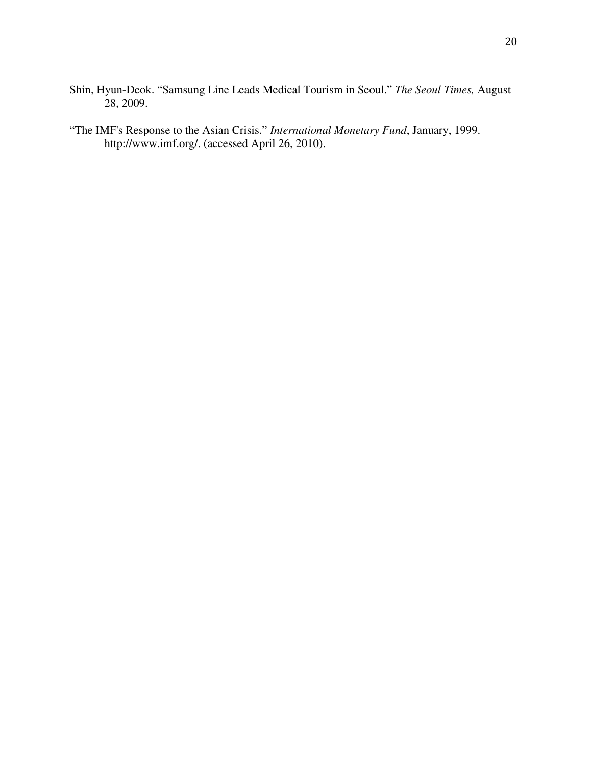Shin, Hyun-Deok. "Samsung Line Leads Medical Tourism in Seoul." *The Seoul Times,* August 28, 2009.

"The IMF's Response to the Asian Crisis." *International Monetary Fund*, January, 1999. http://www.imf.org/. (accessed April 26, 2010).